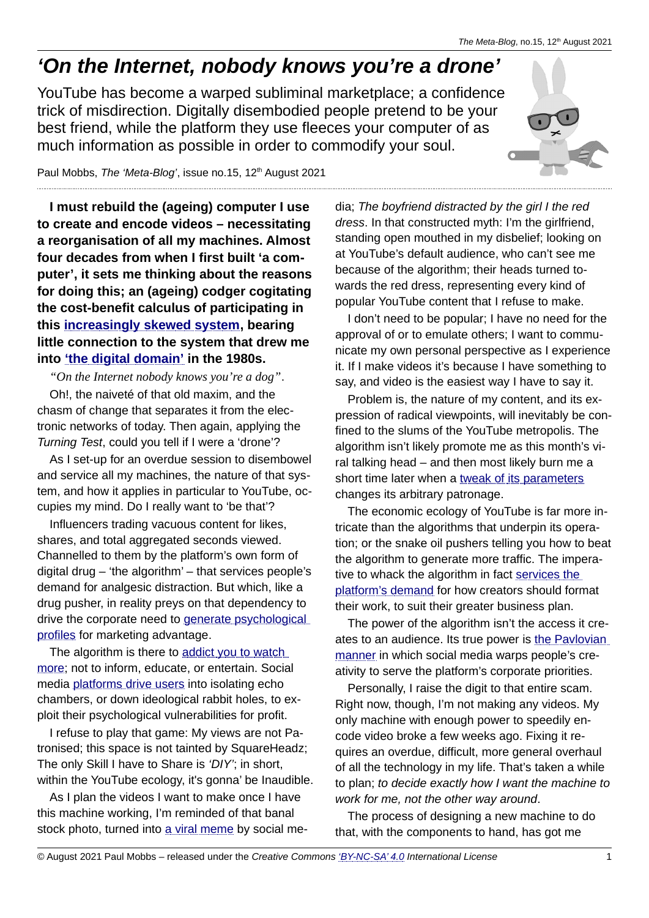# 'On the Internet, nobody knows you're a drone'

YouTube has become a warped subliminal marketplace; a confidence trick of misdirection. Digitally disembodied people pretend to be your best friend, while the platform they use fleeces your computer of as much information as possible in order to commodify your soul.

Paul Mobbs, *The 'Meta-Blog'*, issue no.15, 12th August 2021

**I must rebuild the (ageing) computer I use to create and encode videos – necessitating a reorganisation of all my machines. Almost four decades from when I first built 'a computer', it sets me thinking about the reasons for doing this; an (ageing) codger cogitating the cost-benefit calculus of participating in this increasingly skewed system, bearing little connection to the system that drew me into 'the digital domain' in the 1980s.**

*"On the Internet nobody knows you're a dog"*.

Oh!, the naiveté of that old maxim, and the chasm of change that separates it from the electronic networks of today. Then again, applying the *Turning Test*, could you tell if I were a 'drone'?

As I set-up for an overdue session to disembowel and service all my machines, the nature of that system, and how it applies in particular to YouTube, occupies my mind. Do I really want to 'be that'?

Influencers trading vacuous content for likes, shares, and total aggregated seconds viewed. Channelled to them by the platform's own form of digital drug – 'the algorithm' – that services people's demand for analgesic distraction. But which, like a drug pusher, in reality preys on that dependency to drive the corporate need to generate psychological profiles for marketing advantage.

The algorithm is there to addict you to watch more; not to inform, educate, or entertain. Social media platforms drive users into isolating echo chambers, or down ideological rabbit holes, to exploit their psychological vulnerabilities for profit.

I refuse to play that game: My views are not Patronised; this space is not tainted by SquareHeadz; The only Skill I have to Share is *'DIY'*; in short, within the YouTube ecology, it's gonna' be Inaudible.

As I plan the videos I want to make once I have this machine working, I'm reminded of that banal stock photo, turned into a viral meme by social media; *The boyfriend distracted by the girl I the red dress*. In that constructed myth: I'm the girlfriend, standing open mouthed in my disbelief; looking on at YouTube's default audience, who can't see me because of the algorithm; their heads turned towards the red dress, representing every kind of popular YouTube content that I refuse to make.

I don't need to be popular; I have no need for the approval of or to emulate others; I want to communicate my own personal perspective as I experience it. If I make videos it's because I have something to say, and video is the easiest way I have to say it.

Problem is, the nature of my content, and its expression of radical viewpoints, will inevitably be confined to the slums of the YouTube metropolis. The algorithm isn't likely promote me as this month's viral talking head – and then most likely burn me a short time later when a tweak of its parameters changes its arbitrary patronage.

The economic ecology of YouTube is far more intricate than the algorithms that underpin its operation; or the snake oil pushers telling you how to beat the algorithm to generate more traffic. The imperative to whack the algorithm in fact services the platform's demand for how creators should format their work, to suit their greater business plan.

The power of the algorithm isn't the access it creates to an audience. Its true power is the Pavlovian manner in which social media warps people's creativity to serve the platform's corporate priorities.

Personally, I raise the digit to that entire scam. Right now, though, I'm not making any videos. My only machine with enough power to speedily encode video broke a few weeks ago. Fixing it requires an overdue, difficult, more general overhaul of all the technology in my life. That's taken a while to plan; *to decide exactly how I want the machine to work for me, not the other way around*.

The process of designing a new machine to do that, with the components to hand, has got me

© August 2021 Paul Mobbs – released under the *Creative Commons 'BY-NC-SA' 4.0 International License*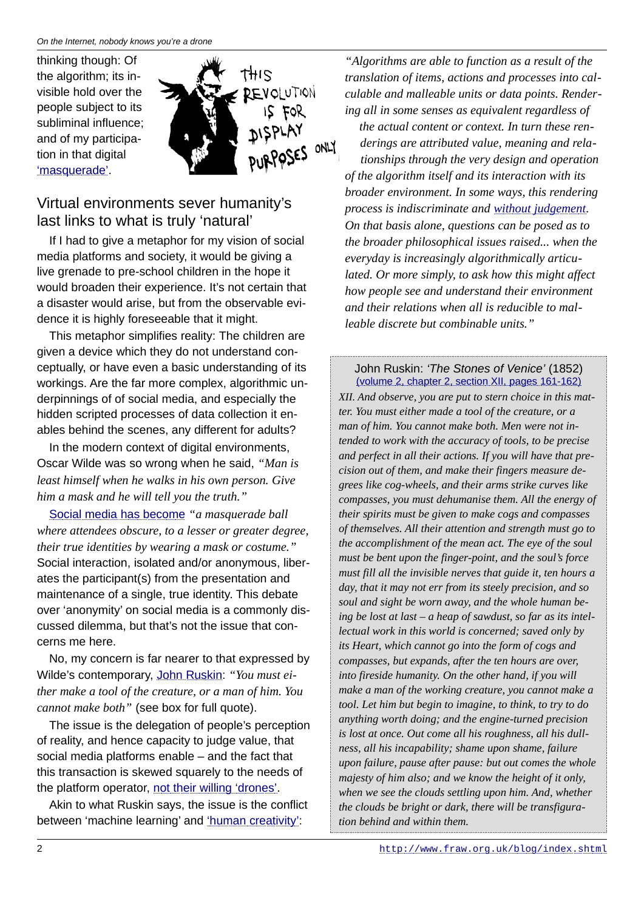thinking though: Of the algorithm; its invisible hold over the people subject to its subliminal influence; and of my participation in that digital 'masquerade'.

## Virtual environments sever humanity's last links to what is truly 'natural'

If I had to give a metaphor for my vision of social media platforms and society, it would be giving a live grenade to pre-school children in the hope it would broaden their experience. It's not certain that a disaster would arise, but from the observable evidence it is highly foreseeable that it might.

This metaphor simplifies reality: The children are given a device which they do not understand conceptually, or have even a basic understanding of its workings. Are the far more complex, algorithmic underpinnings of of social media, and especially the hidden scripted processes of data collection it enables behind the scenes, any different for adults?

In the modern context of digital environments, Oscar Wilde was so wrong when he said, *"Man is least himself when he walks in his own person. Give him a mask and he will tell you the truth."*

Social media has become *"a masquerade ball where attendees obscure, to a lesser or greater degree, their true identities by wearing a mask or costume."* Social interaction, isolated and/or anonymous, liberates the participant(s) from the presentation and maintenance of a single, true identity. This debate over 'anonymity' on social media is a commonly discussed dilemma, but that's not the issue that concerns me here.

No, my concern is far nearer to that expressed by Wilde's contemporary, John Ruskin: *"You must either make a tool of the creature, or a man of him. You cannot make both"* (see box for full quote).

The issue is the delegation of people's perception of reality, and hence capacity to judge value, that social media platforms enable – and the fact that this transaction is skewed squarely to the needs of the platform operator, not their willing 'drones'.

Akin to what Ruskin says, the issue is the conflict between 'machine learning' and 'human creativity':

*"Algorithms are able to function as a result of the translation of items, actions and processes into calculable and malleable units or data points. Rendering all in some senses as equivalent regardless of the actual content or context. In turn these renderings are attributed value, meaning and relationships through the very design and operation of the algorithm itself and its interaction with its broader environment. In some ways, this rendering process is indiscriminate and without judgement. On that basis alone, questions can be posed as to the broader philosophical issues raised... when the everyday is increasingly algorithmically articulated. Or more simply, to ask how this might affect how people see and understand their environment and their relations when all is reducible to malleable discrete but combinable units."*

John Ruskin: *'The Stones of Venice'* (1852)
(volume 2, chapter 2, section XII, pages 161-162)

*XII. And observe, you are put to stern choice in this matter. You must either made a tool of the creature, or a man of him. You cannot make both. Men were not intended to work with the accuracy of tools, to be precise and perfect in all their actions. If you will have that precision out of them, and make their fingers measure degrees like cog-wheels, and their arms strike curves like compasses, you must dehumanise them. All the energy of their spirits must be given to make cogs and compasses of themselves. All their attention and strength must go to the accomplishment of the mean act. The eye of the soul must be bent upon the finger-point, and the soul's force must fill all the invisible nerves that guide it, ten hours a day, that it may not err from its steely precision, and so soul and sight be worn away, and the whole human being be lost at last – a heap of sawdust, so far as its intellectual work in this world is concerned; saved only by its Heart, which cannot go into the form of cogs and compasses, but expands, after the ten hours are over, into fireside humanity. On the other hand, if you will make a man of the working creature, you cannot make a tool. Let him but begin to imagine, to think, to try to do anything worth doing; and the engine-turned precision is lost at once. Out come all his roughness, all his dullness, all his incapability; shame upon shame, failure upon failure, pause after pause: but out comes the whole majesty of him also; and we know the height of it only, when we see the clouds settling upon him. And, whether the clouds be bright or dark, there will be transfiguration behind and within them.*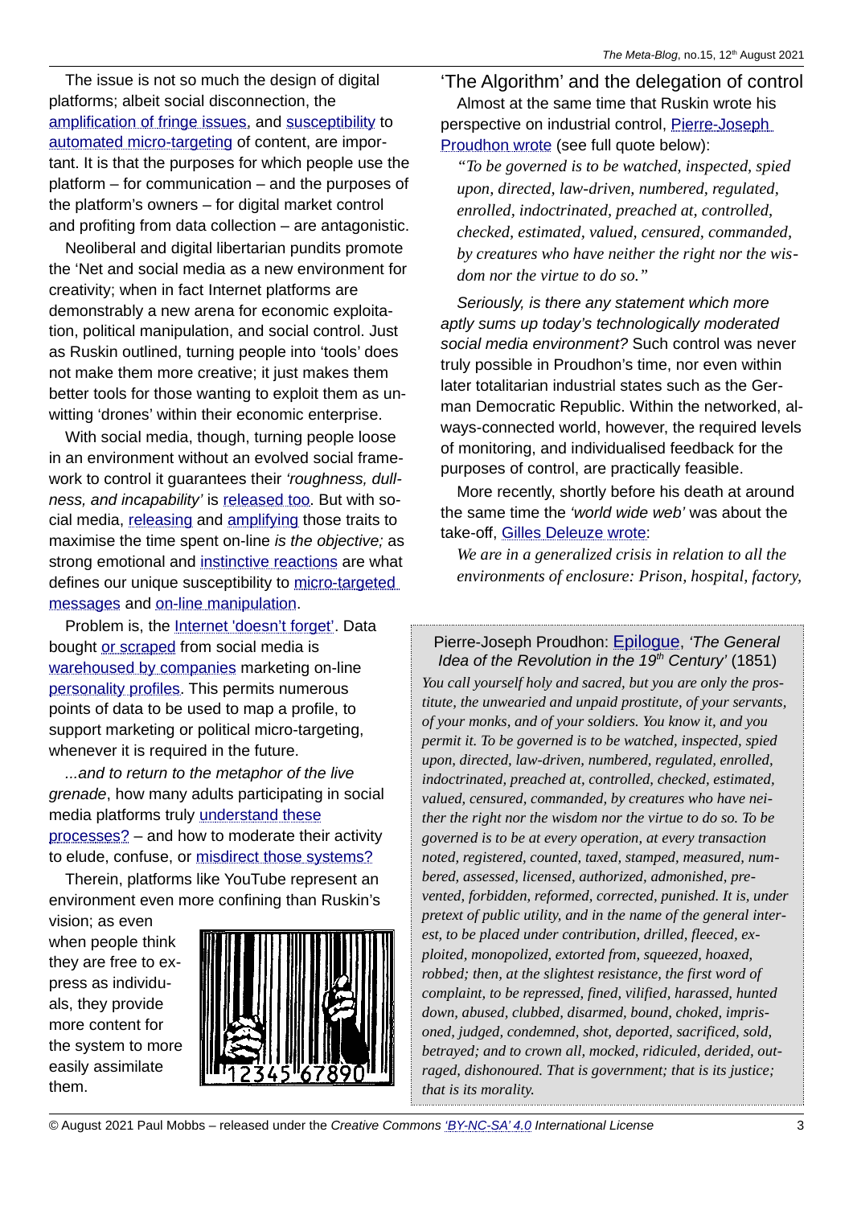The issue is not so much the design of digital platforms; albeit social disconnection, the amplification of fringe issues, and susceptibility to automated micro-targeting of content, are important. It is that the purposes for which people use the platform – for communication – and the purposes of the platform's owners – for digital market control and profiting from data collection – are antagonistic.

Neoliberal and digital libertarian pundits promote the 'Net and social media as a new environment for creativity; when in fact Internet platforms are demonstrably a new arena for economic exploitation, political manipulation, and social control. Just as Ruskin outlined, turning people into 'tools' does not make them more creative; it just makes them better tools for those wanting to exploit them as unwitting 'drones' within their economic enterprise.

With social media, though, turning people loose in an environment without an evolved social framework to control it guarantees their *'roughness, dullness, and incapability'* is released too. But with social media, releasing and amplifying those traits to maximise the time spent on-line *is the objective;* as strong emotional and instinctive reactions are what defines our unique susceptibility to micro-targeted messages and on-line manipulation.

Problem is, the Internet 'doesn't forget'. Data bought or scraped from social media is warehoused by companies marketing on-line personality profiles. This permits numerous points of data to be used to map a profile, to support marketing or political micro-targeting, whenever it is required in the future.

*...and to return to the metaphor of the live grenade*, how many adults participating in social media platforms truly understand these processes? – and how to moderate their activity to elude, confuse, or misdirect those systems?

Therein, platforms like YouTube represent an environment even more confining than Ruskin's vision; as even when people think they are free to express as individuals, they provide more content for the system to more easily assimilate them.

## 'The Algorithm' and the delegation of control

Almost at the same time that Ruskin wrote his perspective on industrial control, Pierre-Joseph Proudhon wrote (see full quote below):

*"To be governed is to be watched, inspected, spied upon, directed, law-driven, numbered, regulated, enrolled, indoctrinated, preached at, controlled, checked, estimated, valued, censured, commanded, by creatures who have neither the right nor the wisdom nor the virtue to do so."*

*Seriously, is there any statement which more aptly sums up today's technologically moderated social media environment?* Such control was never truly possible in Proudhon's time, nor even within later totalitarian industrial states such as the German Democratic Republic. Within the networked, always-connected world, however, the required levels of monitoring, and individualised feedback for the purposes of control, are practically feasible.

More recently, shortly before his death at around the same time the *'world wide web'* was about the take-off, Gilles Deleuze wrote:

*We are in a generalized crisis in relation to all the environments of enclosure: Prison, hospital, factory,*

---

Pierre-Joseph Proudhon: Epilogue, *'The General Idea of the Revolution in the 19th Century'* (1851)

*You call yourself holy and sacred, but you are only the prostitute, the unwearied and unpaid prostitute, of your servants, of your monks, and of your soldiers. You know it, and you permit it. To be governed is to be watched, inspected, spied upon, directed, law-driven, numbered, regulated, enrolled, indoctrinated, preached at, controlled, checked, estimated, valued, censured, commanded, by creatures who have neither the right nor the wisdom nor the virtue to do so. To be governed is to be at every operation, at every transaction noted, registered, counted, taxed, stamped, measured, numbered, assessed, licensed, authorized, admonished, prevented, forbidden, reformed, corrected, punished. It is, under pretext of public utility, and in the name of the general interest, to be placed under contribution, drilled, fleeced, exploited, monopolized, extorted from, squeezed, hoaxed, robbed; then, at the slightest resistance, the first word of complaint, to be repressed, fined, vilified, harassed, hunted down, abused, clubbed, disarmed, bound, choked, imprisoned, judged, condemned, shot, deported, sacrificed, sold, betrayed; and to crown all, mocked, ridiculed, derided, outraged, dishonoured. That is government; that is its justice; that is its morality.*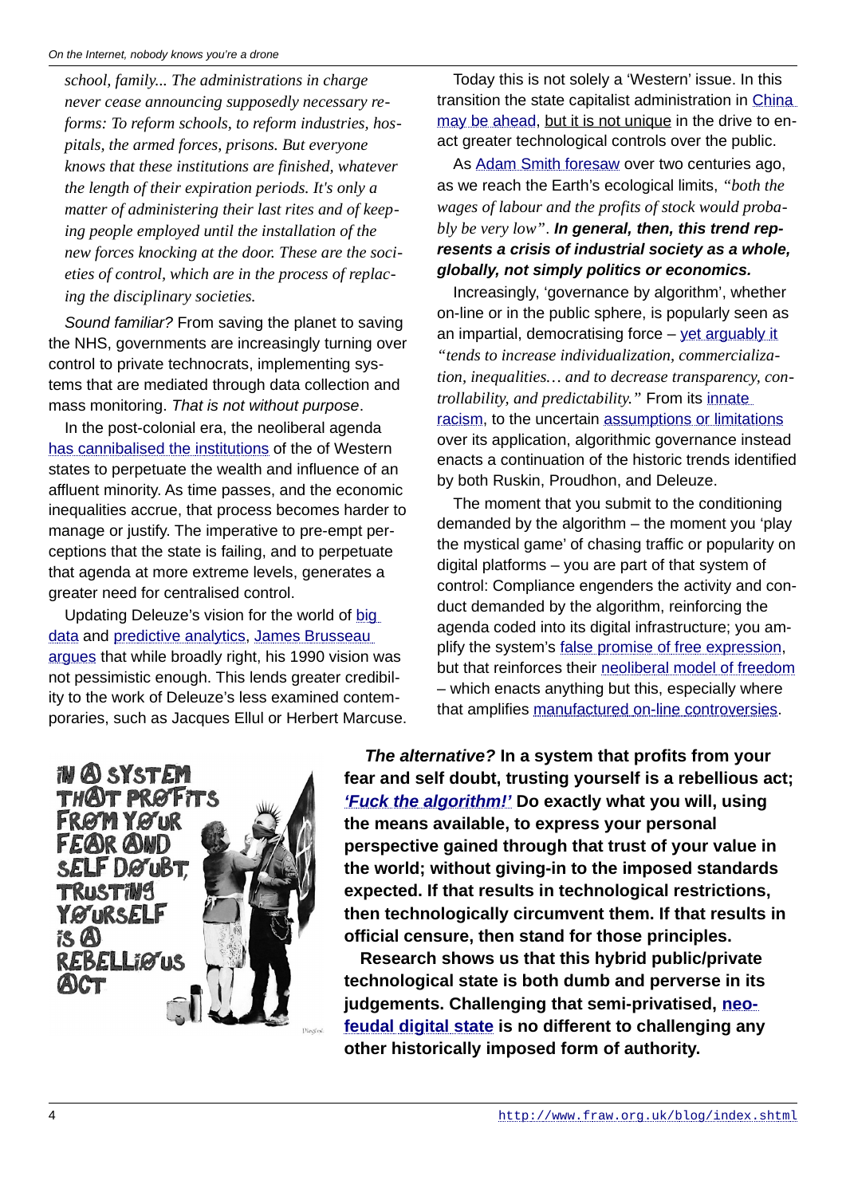*school, family... The administrations in charge never cease announcing supposedly necessary reforms: To reform schools, to reform industries, hospitals, the armed forces, prisons. But everyone knows that these institutions are finished, whatever the length of their expiration periods. It's only a matter of administering their last rites and of keeping people employed until the installation of the new forces knocking at the door. These are the societies of control, which are in the process of replacing the disciplinary societies.*

*Sound familiar?* From saving the planet to saving the NHS, governments are increasingly turning over control to private technocrats, implementing systems that are mediated through data collection and mass monitoring. *That is not without purpose*.

In the post-colonial era, the neoliberal agenda has cannibalised the institutions of the of Western states to perpetuate the wealth and influence of an affluent minority. As time passes, and the economic inequalities accrue, that process becomes harder to manage or justify. The imperative to pre-empt perceptions that the state is failing, and to perpetuate that agenda at more extreme levels, generates a greater need for centralised control.

Updating Deleuze's vision for the world of big data and predictive analytics, James Brusseau argues that while broadly right, his 1990 vision was not pessimistic enough. This lends greater credibility to the work of Deleuze's less examined contemporaries, such as Jacques Ellul or Herbert Marcuse.

Today this is not solely a 'Western' issue. In this transition the state capitalist administration in China may be ahead, but it is not unique in the drive to enact greater technological controls over the public.

As Adam Smith foresaw over two centuries ago, as we reach the Earth's ecological limits, *"both the wages of labour and the profits of stock would probably be very low"*. ***In general, then, this trend represents a crisis of industrial society as a whole, globally, not simply politics or economics.***

Increasingly, 'governance by algorithm', whether on-line or in the public sphere, is popularly seen as an impartial, democratising force – yet arguably it *"tends to increase individualization, commercialization, inequalities… and to decrease transparency, controllability, and predictability."* From its innate racism, to the uncertain assumptions or limitations over its application, algorithmic governance instead enacts a continuation of the historic trends identified by both Ruskin, Proudhon, and Deleuze.

The moment that you submit to the conditioning demanded by the algorithm – the moment you 'play the mystical game' of chasing traffic or popularity on digital platforms – you are part of that system of control: Compliance engenders the activity and conduct demanded by the algorithm, reinforcing the agenda coded into its digital infrastructure; you amplify the system's false promise of free expression, but that reinforces their neoliberal model of freedom – which enacts anything but this, especially where that amplifies manufactured on-line controversies.

***The alternative?*** **In a system that profits from your fear and self doubt, trusting yourself is a rebellious act; *'Fuck the algorithm!'* Do exactly what you will, using the means available, to express your personal perspective gained through that trust of your value in the world; without giving-in to the imposed standards expected. If that results in technological restrictions, then technologically circumvent them. If that results in official censure, then stand for those principles.**

**Research shows us that this hybrid public/private technological state is both dumb and perverse in its judgements. Challenging that semi-privatised, neo-feudal digital state is no different to challenging any other historically imposed form of authority.**